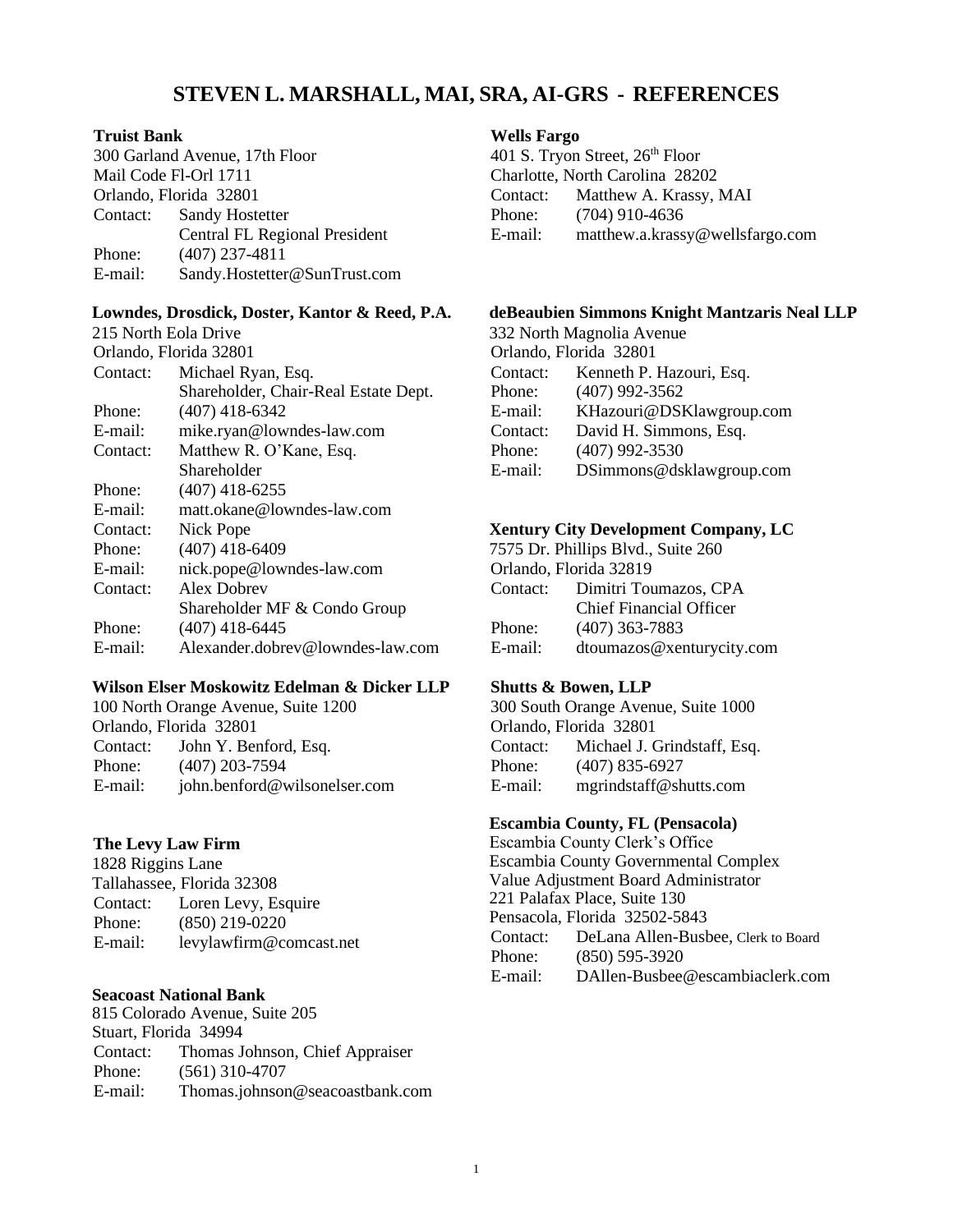# STEVEN L. MARSHALL, MAI, SRA, AI-GRS - REFERENCES

**Truist Bank**
300 Garland Avenue, 17th Floor
Mail Code Fl-Orl 1711
Orlando, Florida 32801
Contact: Sandy Hostetter
Central FL Regional President
Phone: (407) 237-4811
E-mail: Sandy.Hostetter@SunTrust.com

**Lowndes, Drosdick, Doster, Kantor & Reed, P.A.**
215 North Eola Drive
Orlando, Florida 32801
Contact: Michael Ryan, Esq.
Shareholder, Chair-Real Estate Dept.
Phone: (407) 418-6342
E-mail: mike.ryan@lowndes-law.com
Contact: Matthew R. O'Kane, Esq.
Shareholder
Phone: (407) 418-6255
E-mail: matt.okane@lowndes-law.com
Contact: Nick Pope
Phone: (407) 418-6409
E-mail: nick.pope@lowndes-law.com
Contact: Alex Dobrev
Shareholder MF & Condo Group
Phone: (407) 418-6445
E-mail: Alexander.dobrev@lowndes-law.com

**Wilson Elser Moskowitz Edelman & Dicker LLP**
100 North Orange Avenue, Suite 1200
Orlando, Florida 32801
Contact: John Y. Benford, Esq.
Phone: (407) 203-7594
E-mail: john.benford@wilsonelser.com

**The Levy Law Firm**
1828 Riggins Lane
Tallahassee, Florida 32308
Contact: Loren Levy, Esquire
Phone: (850) 219-0220
E-mail: levylawfirm@comcast.net

**Seacoast National Bank**
815 Colorado Avenue, Suite 205
Stuart, Florida 34994
Contact: Thomas Johnson, Chief Appraiser
Phone: (561) 310-4707
E-mail: Thomas.johnson@seacoastbank.com

**Wells Fargo**
401 S. Tryon Street, 26th Floor
Charlotte, North Carolina 28202
Contact: Matthew A. Krassy, MAI
Phone: (704) 910-4636
E-mail: matthew.a.krassy@wellsfargo.com

**deBeaubien Simmons Knight Mantzaris Neal LLP**
332 North Magnolia Avenue
Orlando, Florida 32801
Contact: Kenneth P. Hazouri, Esq.
Phone: (407) 992-3562
E-mail: KHazouri@DSKlawgroup.com
Contact: David H. Simmons, Esq.
Phone: (407) 992-3530
E-mail: DSimmons@dsklawgroup.com

**Xentury City Development Company, LC**
7575 Dr. Phillips Blvd., Suite 260
Orlando, Florida 32819
Contact: Dimitri Toumazos, CPA
Chief Financial Officer
Phone: (407) 363-7883
E-mail: dtoumazos@xenturycity.com

**Shutts & Bowen, LLP**
300 South Orange Avenue, Suite 1000
Orlando, Florida 32801
Contact: Michael J. Grindstaff, Esq.
Phone: (407) 835-6927
E-mail: mgrindstaff@shutts.com

**Escambia County, FL (Pensacola)**
Escambia County Clerk's Office
Escambia County Governmental Complex
Value Adjustment Board Administrator
221 Palafax Place, Suite 130
Pensacola, Florida 32502-5843
Contact: DeLana Allen-Busbee, Clerk to Board
Phone: (850) 595-3920
E-mail: DAllen-Busbee@escambiaclerk.com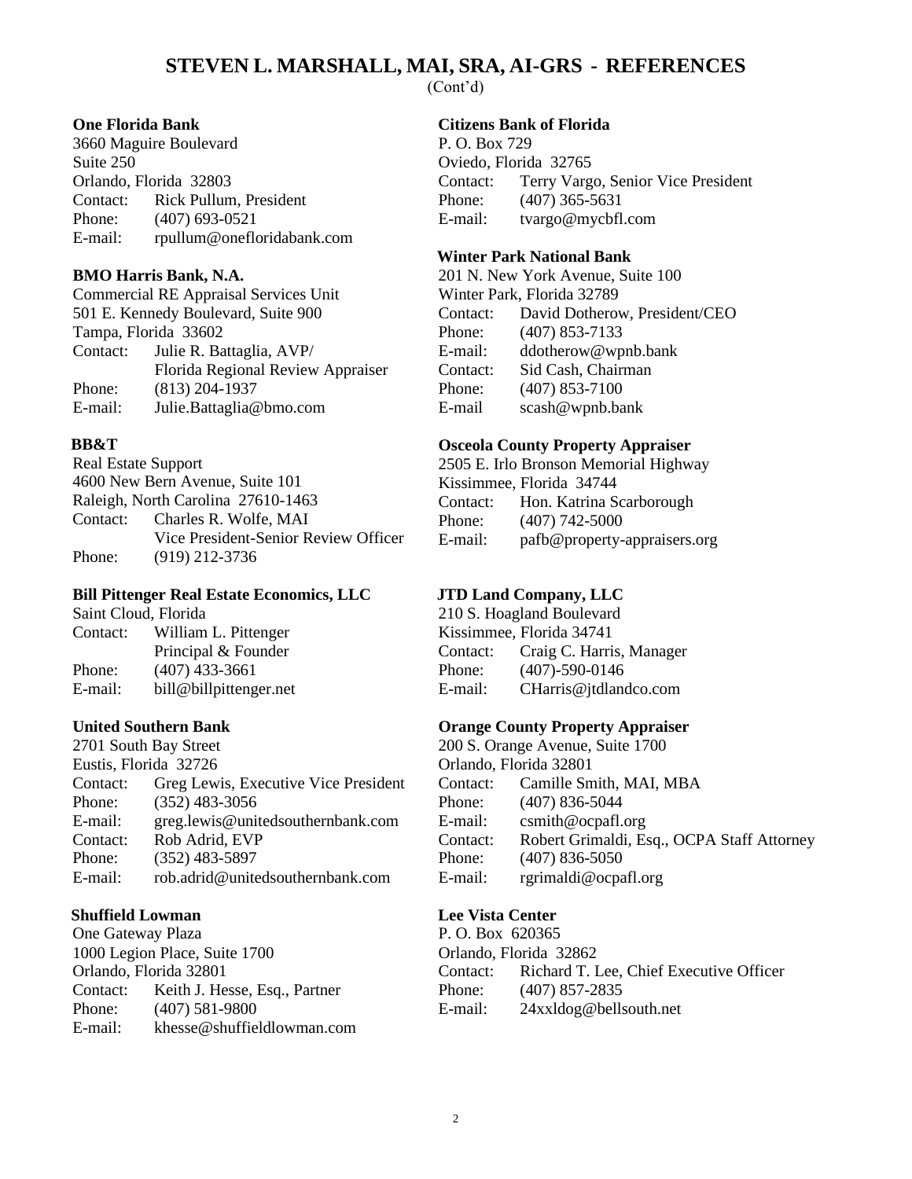# STEVEN L. MARSHALL, MAI, SRA, AI-GRS - REFERENCES

(Cont'd)

**One Florida Bank**
3660 Maguire Boulevard
Suite 250
Orlando, Florida 32803
Contact: Rick Pullum, President
Phone: (407) 693-0521
E-mail: rpullum@onefloridabank.com

**BMO Harris Bank, N.A.**
Commercial RE Appraisal Services Unit
501 E. Kennedy Boulevard, Suite 900
Tampa, Florida 33602
Contact: Julie R. Battaglia, AVP/
Florida Regional Review Appraiser
Phone: (813) 204-1937
E-mail: Julie.Battaglia@bmo.com

**BB&T**
Real Estate Support
4600 New Bern Avenue, Suite 101
Raleigh, North Carolina 27610-1463
Contact: Charles R. Wolfe, MAI
Vice President-Senior Review Officer
Phone: (919) 212-3736

**Bill Pittenger Real Estate Economics, LLC**
Saint Cloud, Florida
Contact: William L. Pittenger
Principal & Founder
Phone: (407) 433-3661
E-mail: bill@billpittenger.net

**United Southern Bank**
2701 South Bay Street
Eustis, Florida 32726
Contact: Greg Lewis, Executive Vice President
Phone: (352) 483-3056
E-mail: greg.lewis@unitedsouthernbank.com
Contact: Rob Adrid, EVP
Phone: (352) 483-5897
E-mail: rob.adrid@unitedsouthernbank.com

**Shuffield Lowman**
One Gateway Plaza
1000 Legion Place, Suite 1700
Orlando, Florida 32801
Contact: Keith J. Hesse, Esq., Partner
Phone: (407) 581-9800
E-mail: khesse@shuffieldlowman.com

**Citizens Bank of Florida**
P. O. Box 729
Oviedo, Florida 32765
Contact: Terry Vargo, Senior Vice President
Phone: (407) 365-5631
E-mail: tvargo@mycbfl.com

**Winter Park National Bank**
201 N. New York Avenue, Suite 100
Winter Park, Florida 32789
Contact: David Dotherow, President/CEO
Phone: (407) 853-7133
E-mail: ddotherow@wpnb.bank
Contact: Sid Cash, Chairman
Phone: (407) 853-7100
E-mail scash@wpnb.bank

**Osceola County Property Appraiser**
2505 E. Irlo Bronson Memorial Highway
Kissimmee, Florida 34744
Contact: Hon. Katrina Scarborough
Phone: (407) 742-5000
E-mail: pafb@property-appraisers.org

**JTD Land Company, LLC**
210 S. Hoagland Boulevard
Kissimmee, Florida 34741
Contact: Craig C. Harris, Manager
Phone: (407)-590-0146
E-mail: CHarris@jtdlandco.com

**Orange County Property Appraiser**
200 S. Orange Avenue, Suite 1700
Orlando, Florida 32801
Contact: Camille Smith, MAI, MBA
Phone: (407) 836-5044
E-mail: csmith@ocpafl.org
Contact: Robert Grimaldi, Esq., OCPA Staff Attorney
Phone: (407) 836-5050
E-mail: rgrimaldi@ocpafl.org

**Lee Vista Center**
P. O. Box 620365
Orlando, Florida 32862
Contact: Richard T. Lee, Chief Executive Officer
Phone: (407) 857-2835
E-mail: 24xxldog@bellsouth.net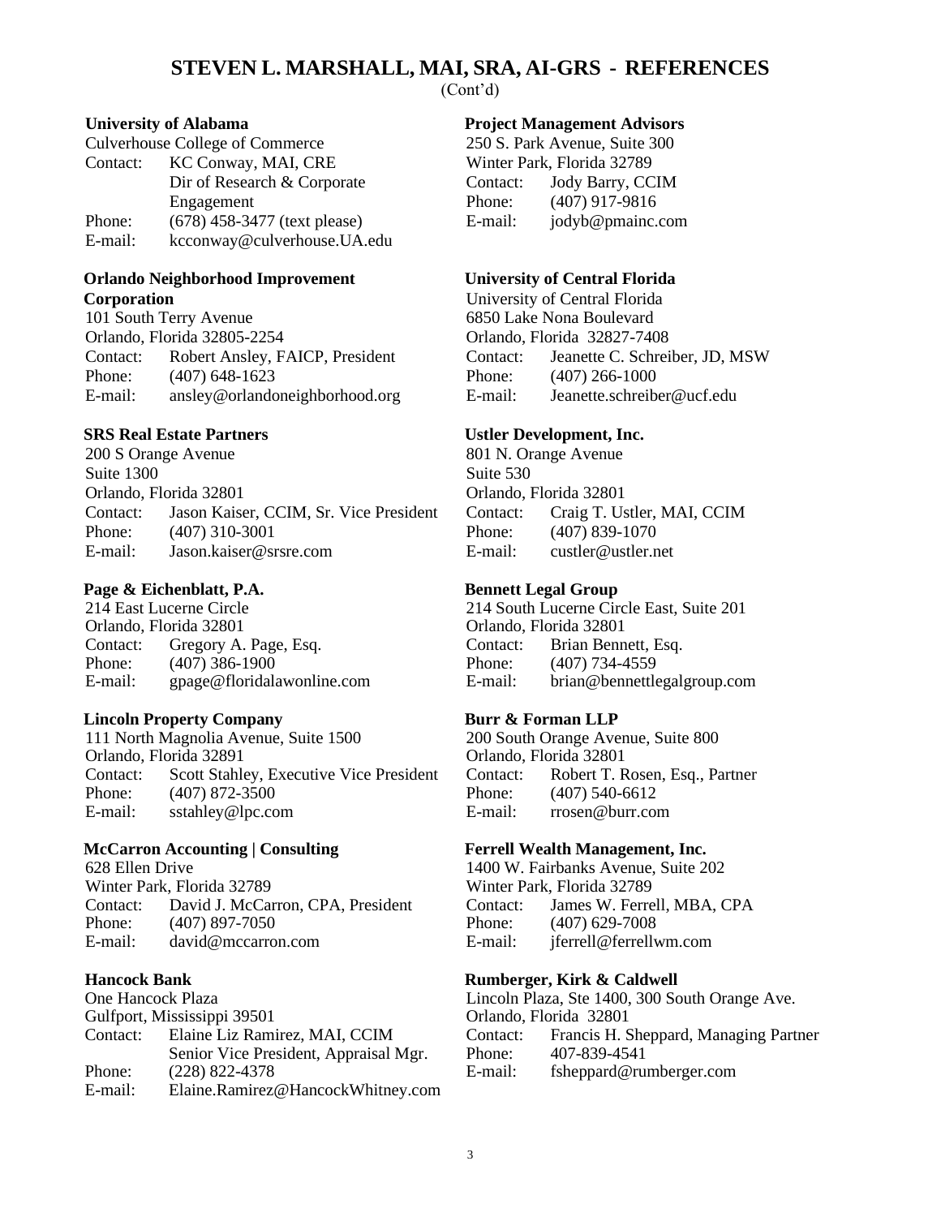# STEVEN L. MARSHALL, MAI, SRA, AI-GRS - REFERENCES

(Cont'd)

**University of Alabama**
Culverhouse College of Commerce
Contact: KC Conway, MAI, CRE
Dir of Research & Corporate Engagement
Phone: (678) 458-3477 (text please)
E-mail: kcconway@culverhouse.UA.edu

**Orlando Neighborhood Improvement Corporation**
101 South Terry Avenue
Orlando, Florida 32805-2254
Contact: Robert Ansley, FAICP, President
Phone: (407) 648-1623
E-mail: ansley@orlandoneighborhood.org

**SRS Real Estate Partners**
200 S Orange Avenue
Suite 1300
Orlando, Florida 32801
Contact: Jason Kaiser, CCIM, Sr. Vice President
Phone: (407) 310-3001
E-mail: Jason.kaiser@srsre.com

**Page & Eichenblatt, P.A.**
214 East Lucerne Circle
Orlando, Florida 32801
Contact: Gregory A. Page, Esq.
Phone: (407) 386-1900
E-mail: gpage@floridalawonline.com

**Lincoln Property Company**
111 North Magnolia Avenue, Suite 1500
Orlando, Florida 32891
Contact: Scott Stahley, Executive Vice President
Phone: (407) 872-3500
E-mail: sstahley@lpc.com

**McCarron Accounting | Consulting**
628 Ellen Drive
Winter Park, Florida 32789
Contact: David J. McCarron, CPA, President
Phone: (407) 897-7050
E-mail: david@mccarron.com

**Hancock Bank**
One Hancock Plaza
Gulfport, Mississippi 39501
Contact: Elaine Liz Ramirez, MAI, CCIM
Senior Vice President, Appraisal Mgr.
Phone: (228) 822-4378
E-mail: Elaine.Ramirez@HancockWhitney.com

**Project Management Advisors**
250 S. Park Avenue, Suite 300
Winter Park, Florida 32789
Contact: Jody Barry, CCIM
Phone: (407) 917-9816
E-mail: jodyb@pmainc.com

**University of Central Florida**
University of Central Florida
6850 Lake Nona Boulevard
Orlando, Florida 32827-7408
Contact: Jeanette C. Schreiber, JD, MSW
Phone: (407) 266-1000
E-mail: Jeanette.schreiber@ucf.edu

**Ustler Development, Inc.**
801 N. Orange Avenue
Suite 530
Orlando, Florida 32801
Contact: Craig T. Ustler, MAI, CCIM
Phone: (407) 839-1070
E-mail: custler@ustler.net

**Bennett Legal Group**
214 South Lucerne Circle East, Suite 201
Orlando, Florida 32801
Contact: Brian Bennett, Esq.
Phone: (407) 734-4559
E-mail: brian@bennettlegalgroup.com

**Burr & Forman LLP**
200 South Orange Avenue, Suite 800
Orlando, Florida 32801
Contact: Robert T. Rosen, Esq., Partner
Phone: (407) 540-6612
E-mail: rrosen@burr.com

**Ferrell Wealth Management, Inc.**
1400 W. Fairbanks Avenue, Suite 202
Winter Park, Florida 32789
Contact: James W. Ferrell, MBA, CPA
Phone: (407) 629-7008
E-mail: jferrell@ferrellwm.com

**Rumberger, Kirk & Caldwell**
Lincoln Plaza, Ste 1400, 300 South Orange Ave.
Orlando, Florida 32801
Contact: Francis H. Sheppard, Managing Partner
Phone: 407-839-4541
E-mail: fsheppard@rumberger.com